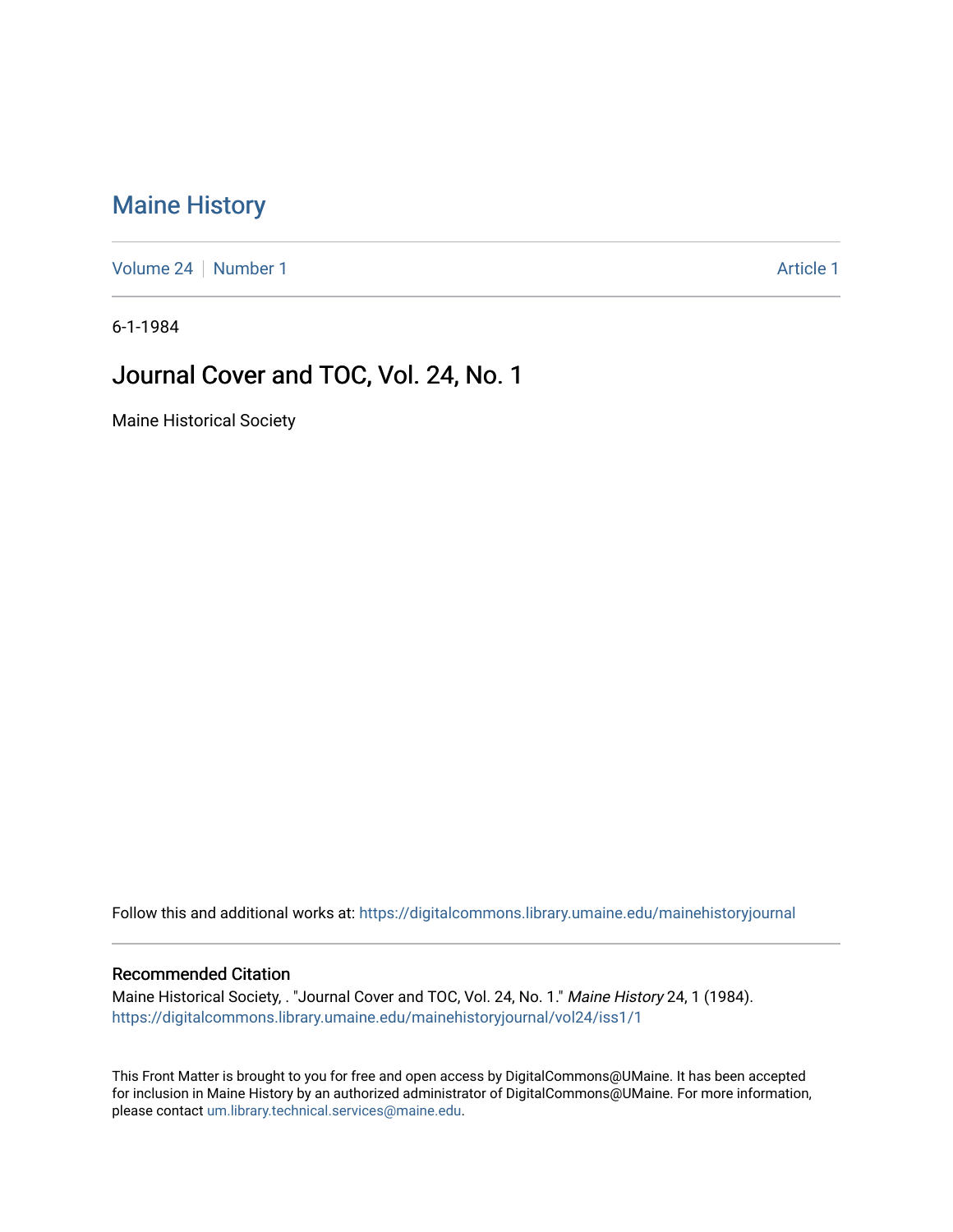# Maine History

Volume 24 | Number 1 | Article 1

6-1-1984

## Journal Cover and TOC, Vol. 24, No. 1

Maine Historical Society

Follow this and additional works at: https://digitalcommons.library.umaine.edu/mainehistoryjournal

### Recommended Citation

Maine Historical Society, . "Journal Cover and TOC, Vol. 24, No. 1." *Maine History* 24, 1 (1984).
https://digitalcommons.library.umaine.edu/mainehistoryjournal/vol24/iss1/1

This Front Matter is brought to you for free and open access by DigitalCommons@UMaine. It has been accepted for inclusion in Maine History by an authorized administrator of DigitalCommons@UMaine. For more information, please contact um.library.technical.services@maine.edu.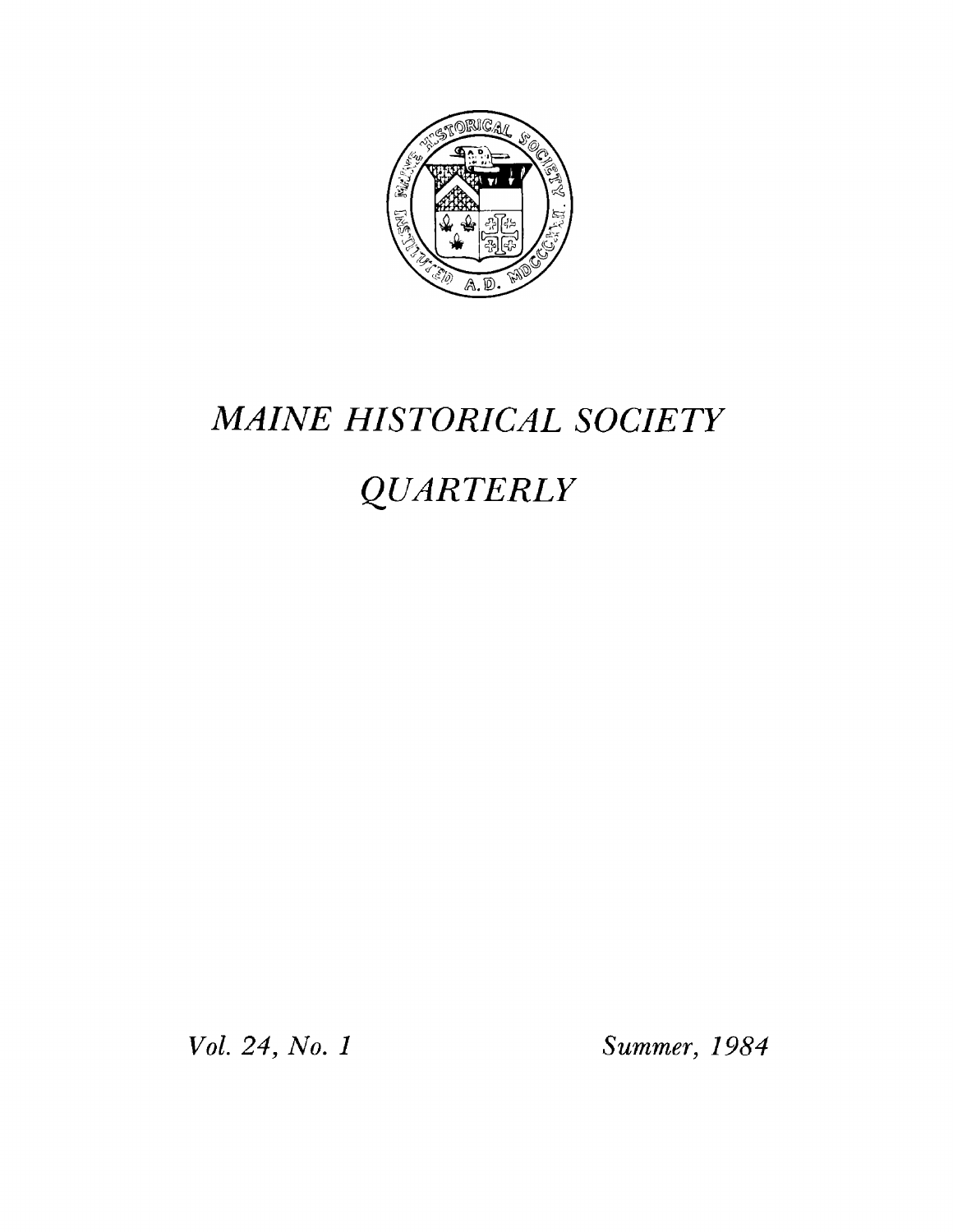# *MAINE HISTORICAL SOCIETY*

# *QUARTERLY*

*Vol. 24, No. 1*

*Summer, 1984*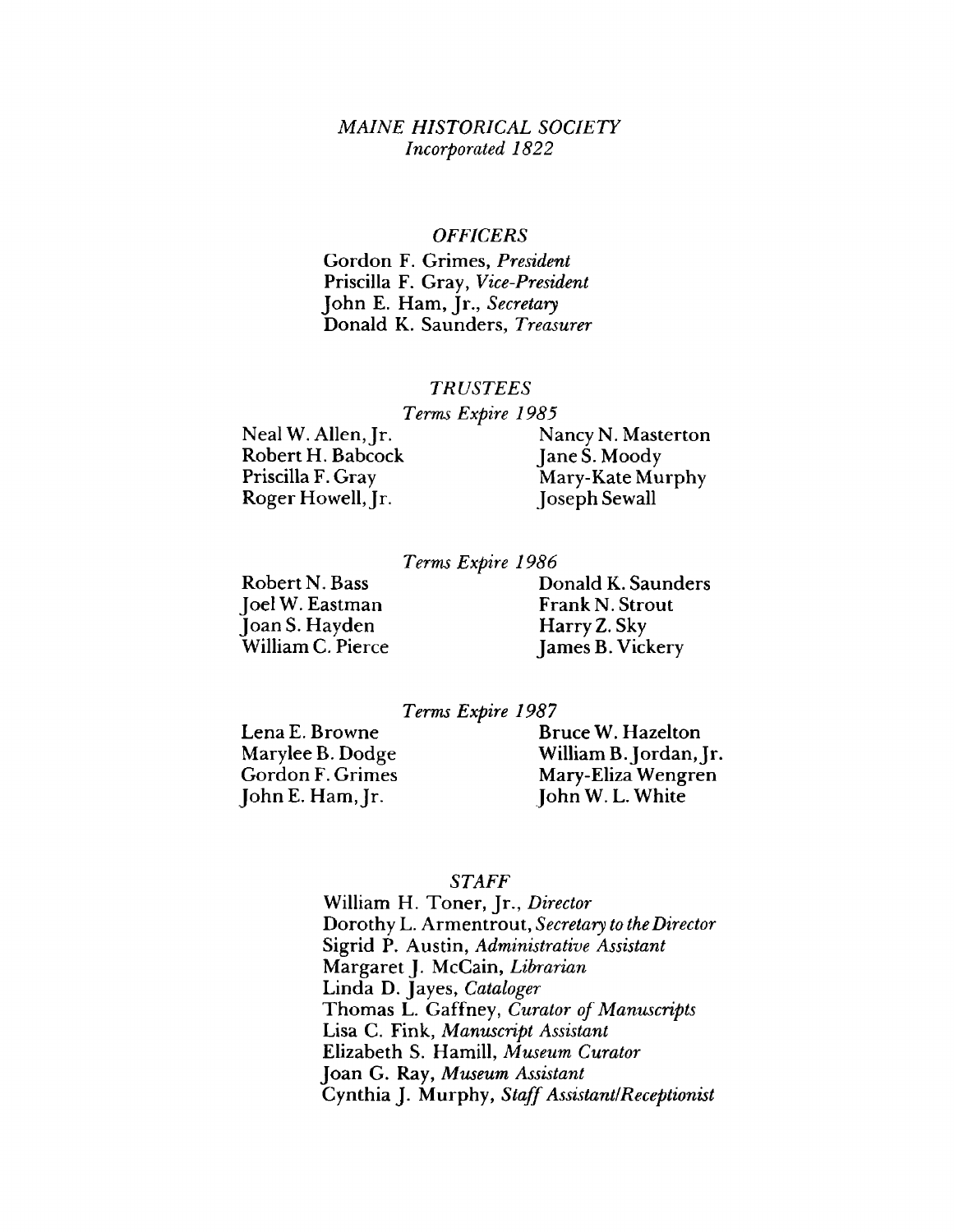# *MAINE HISTORICAL SOCIETY*

*Incorporated 1822*

## *OFFICERS*

Gordon F. Grimes, *President*
Priscilla F. Gray, *Vice-President*
John E. Ham, Jr., *Secretary*
Donald K. Saunders, *Treasurer*

## *TRUSTEES*

### *Terms Expire 1985*

Neal W. Allen, Jr.
Robert H. Babcock
Priscilla F. Gray
Roger Howell, Jr.
Nancy N. Masterton
Jane S. Moody
Mary-Kate Murphy
Joseph Sewall

### *Terms Expire 1986*

Robert N. Bass
Joel W. Eastman
Joan S. Hayden
William C. Pierce
Donald K. Saunders
Frank N. Strout
Harry Z. Sky
James B. Vickery

### *Terms Expire 1987*

Lena E. Browne
Marylee B. Dodge
Gordon F. Grimes
John E. Ham, Jr.
Bruce W. Hazelton
William B. Jordan, Jr.
Mary-Eliza Wengren
John W. L. White

## *STAFF*

William H. Toner, Jr., *Director*
Dorothy L. Armentrout, *Secretary to the Director*
Sigrid P. Austin, *Administrative Assistant*
Margaret J. McCain, *Librarian*
Linda D. Jayes, *Cataloger*
Thomas L. Gaffney, *Curator of Manuscripts*
Lisa C. Fink, *Manuscript Assistant*
Elizabeth S. Hamill, *Museum Curator*
Joan G. Ray, *Museum Assistant*
Cynthia J. Murphy, *Staff Assistant/Receptionist*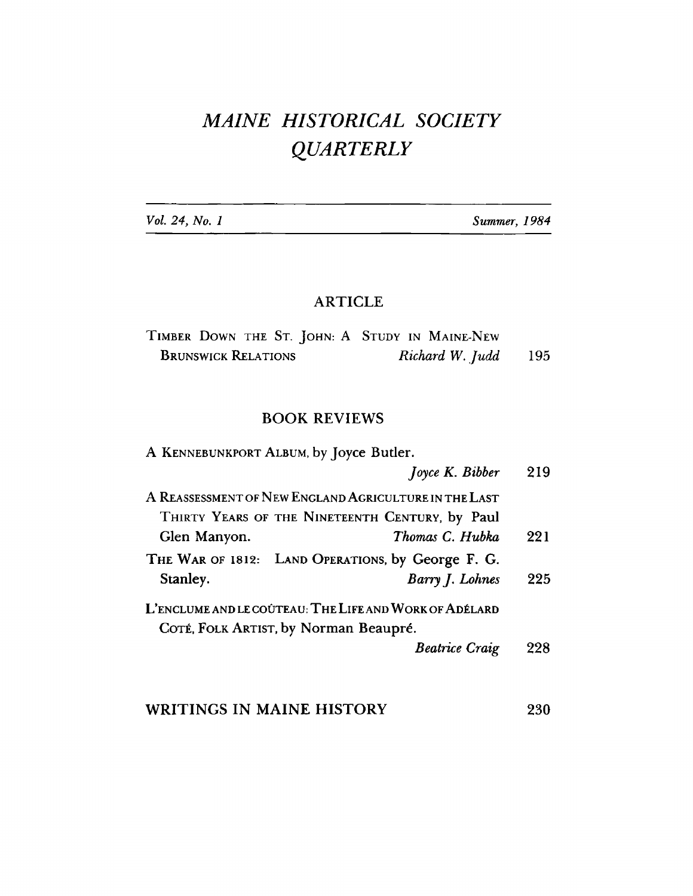# *MAINE HISTORICAL SOCIETY QUARTERLY*

*Vol. 24, No. 1* *Summer, 1984*

## ARTICLE

TIMBER DOWN THE ST. JOHN: A STUDY IN MAINE-NEW BRUNSWICK RELATIONS *Richard W. Judd* 195

## BOOK REVIEWS

A KENNEBUNKPORT ALBUM, by Joyce Butler.
*Joyce K. Bibber* 219

A REASSESSMENT OF NEW ENGLAND AGRICULTURE IN THE LAST THIRTY YEARS OF THE NINETEENTH CENTURY, by Paul Glen Manyon. *Thomas C. Hubka* 221

THE WAR OF 1812: LAND OPERATIONS, by George F. G. Stanley. *Barry J. Lohnes* 225

L'ENCLUME AND LE COÛTEAU: THE LIFE AND WORK OF ADÉLARD COTÉ, FOLK ARTIST, by Norman Beaupré.
*Beatrice Craig* 228

## WRITINGS IN MAINE HISTORY 230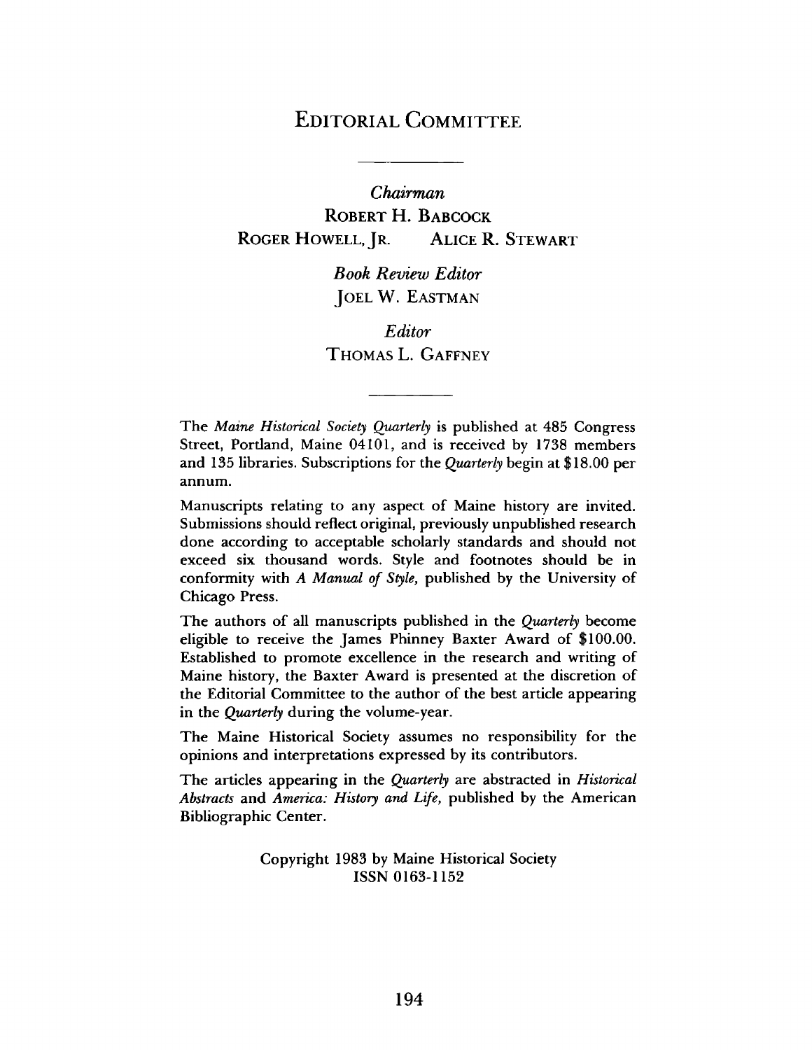# EDITORIAL COMMITTEE

---

*Chairman*
ROBERT H. BABCOCK
ROGER HOWELL, JR. ALICE R. STEWART

*Book Review Editor*
JOEL W. EASTMAN

*Editor*
THOMAS L. GAFFNEY

---

The *Maine Historical Society Quarterly* is published at 485 Congress Street, Portland, Maine 04101, and is received by 1738 members and 135 libraries. Subscriptions for the *Quarterly* begin at $18.00 per annum.

Manuscripts relating to any aspect of Maine history are invited. Submissions should reflect original, previously unpublished research done according to acceptable scholarly standards and should not exceed six thousand words. Style and footnotes should be in conformity with *A Manual of Style*, published by the University of Chicago Press.

The authors of all manuscripts published in the *Quarterly* become eligible to receive the James Phinney Baxter Award of $100.00. Established to promote excellence in the research and writing of Maine history, the Baxter Award is presented at the discretion of the Editorial Committee to the author of the best article appearing in the *Quarterly* during the volume-year.

The Maine Historical Society assumes no responsibility for the opinions and interpretations expressed by its contributors.

The articles appearing in the *Quarterly* are abstracted in *Historical Abstracts* and *America: History and Life*, published by the American Bibliographic Center.

Copyright 1983 by Maine Historical Society
ISSN 0163-1152